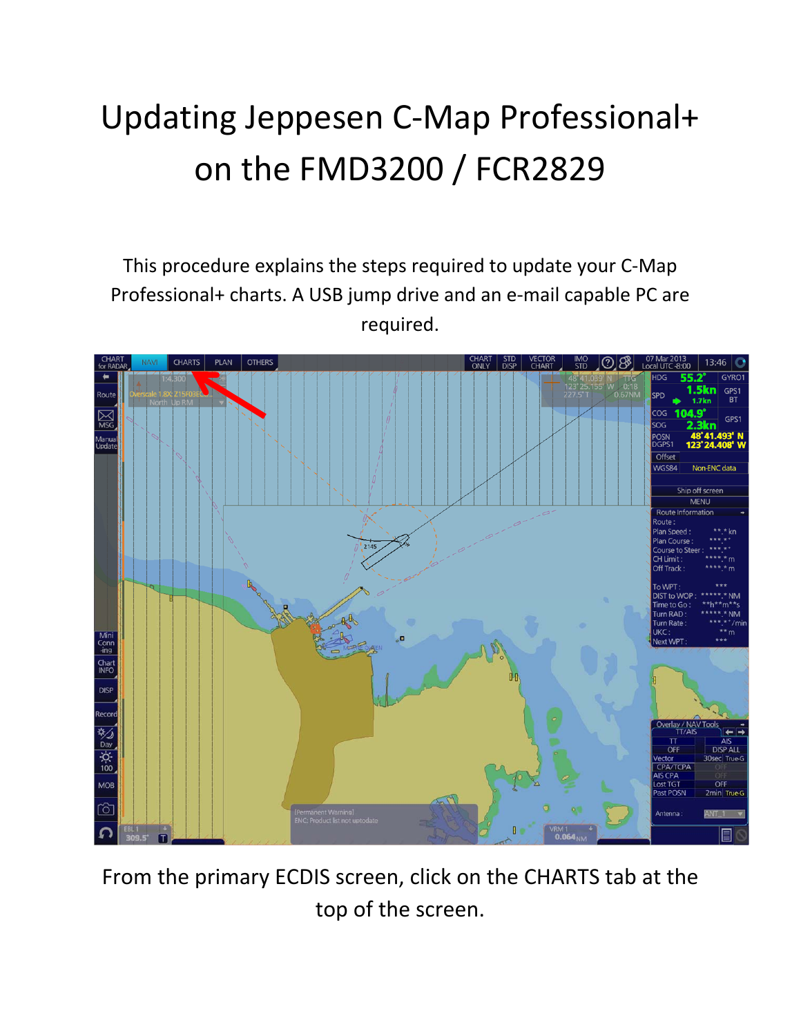# Updating Jeppesen C-Map Professional+ on the FMD3200 / FCR2829

This procedure explains the steps required to update your C-Map Professional+ charts. A USB jump drive and an e-mail capable PC are required.

From the primary ECDIS screen, click on the CHARTS tab at the top of the screen.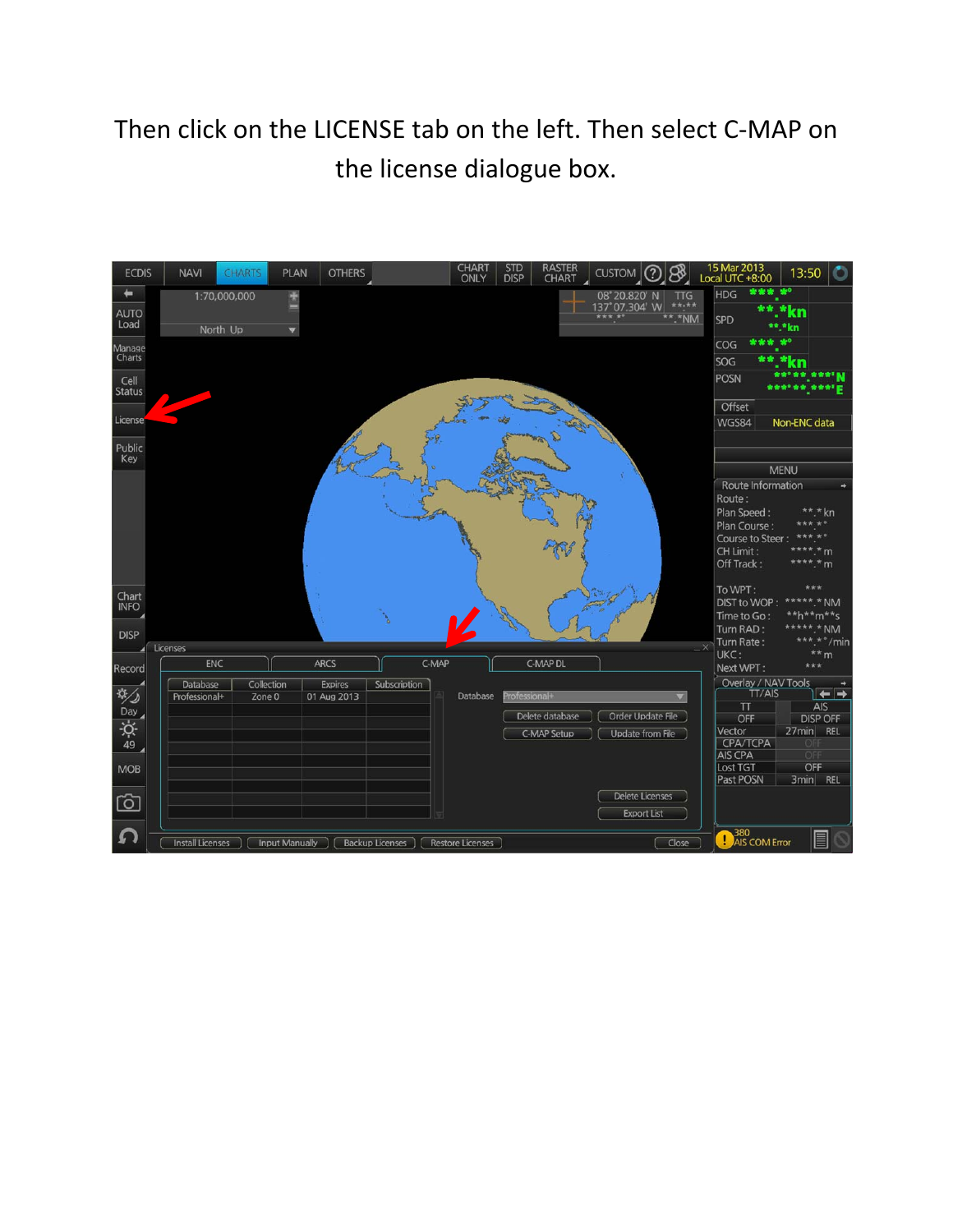Then click on the LICENSE tab on the left. Then select C-MAP on the license dialogue box.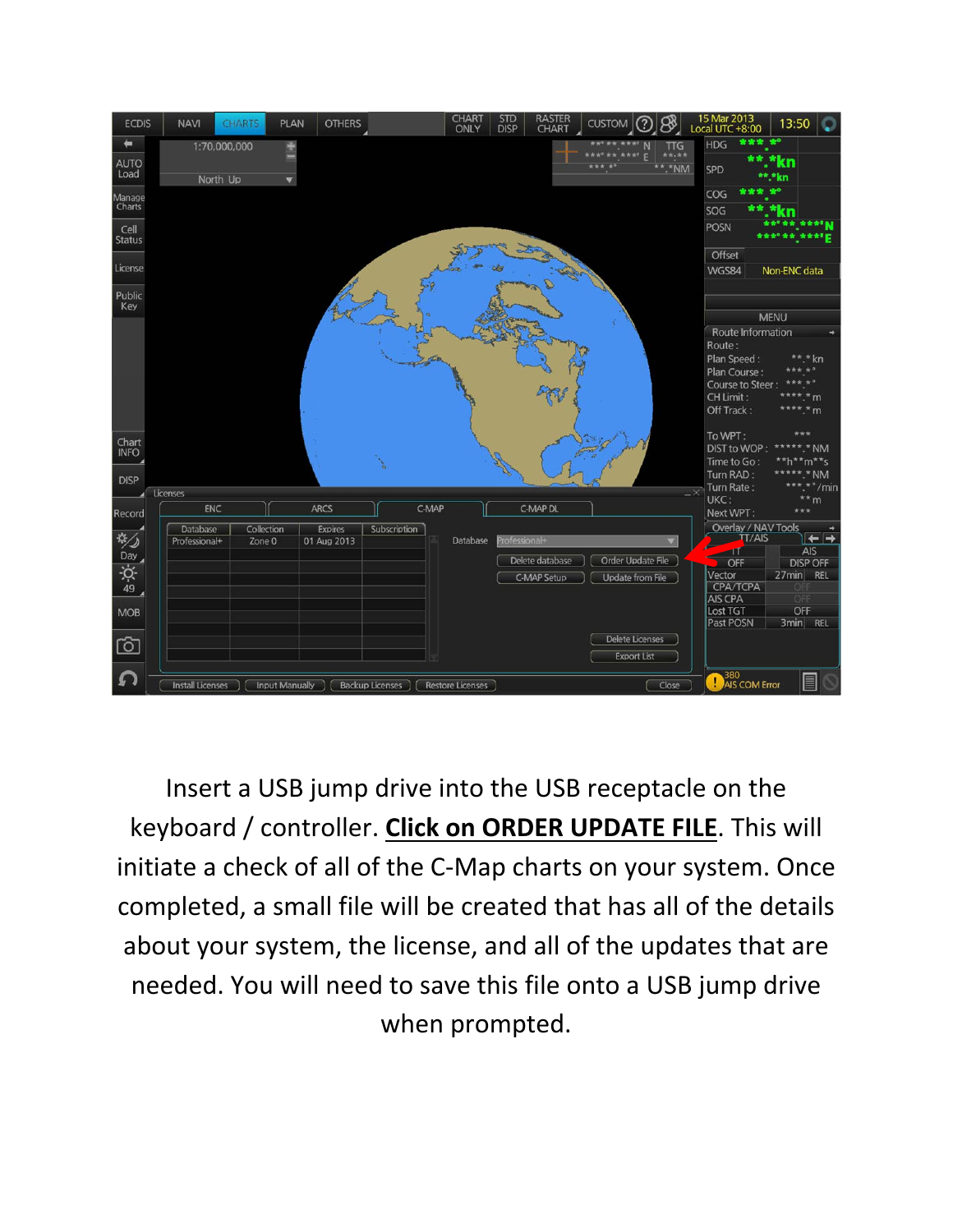Insert a USB jump drive into the USB receptacle on the keyboard / controller. **Click on ORDER UPDATE FILE**. This will initiate a check of all of the C-Map charts on your system. Once completed, a small file will be created that has all of the details about your system, the license, and all of the updates that are needed. You will need to save this file onto a USB jump drive when prompted.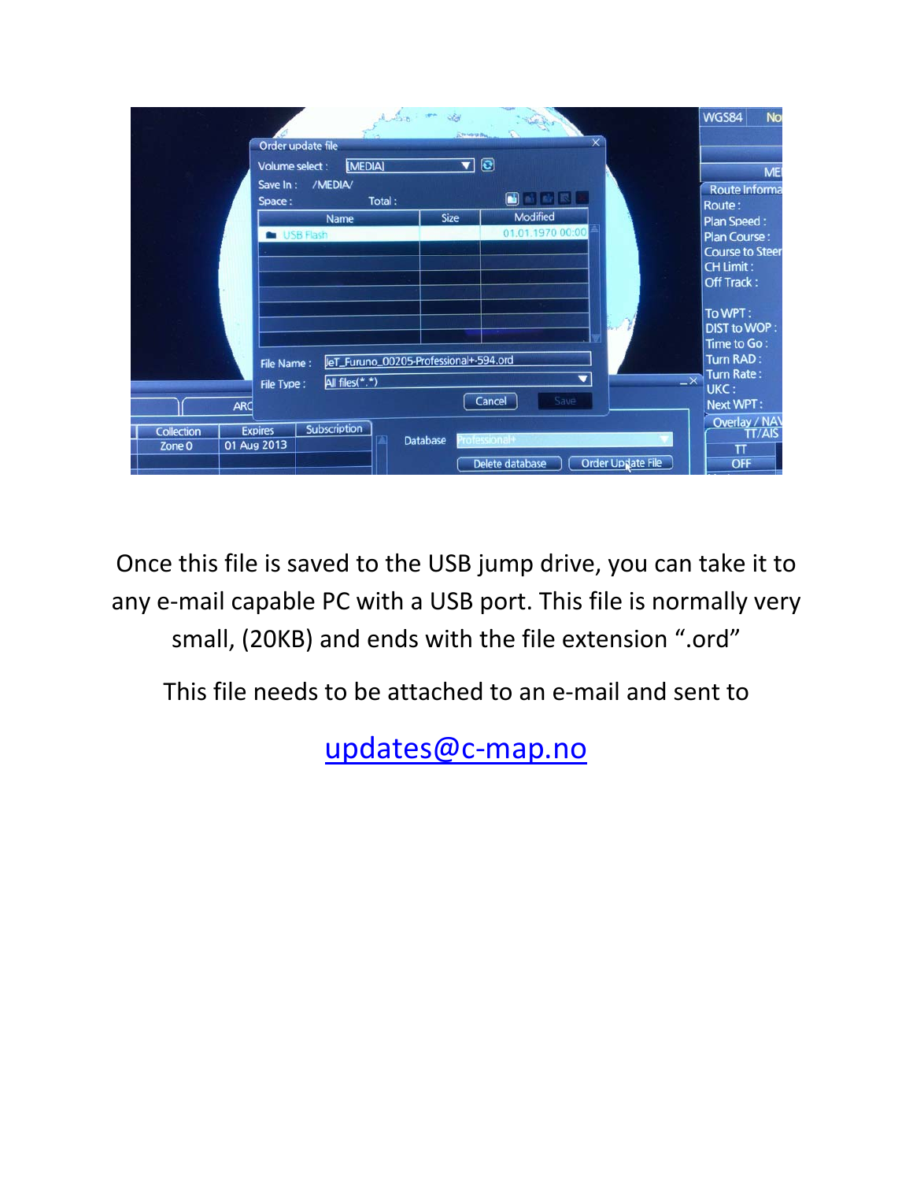Once this file is saved to the USB jump drive, you can take it to any e-mail capable PC with a USB port. This file is normally very small, (20KB) and ends with the file extension “.ord”

This file needs to be attached to an e-mail and sent to

updates@c-map.no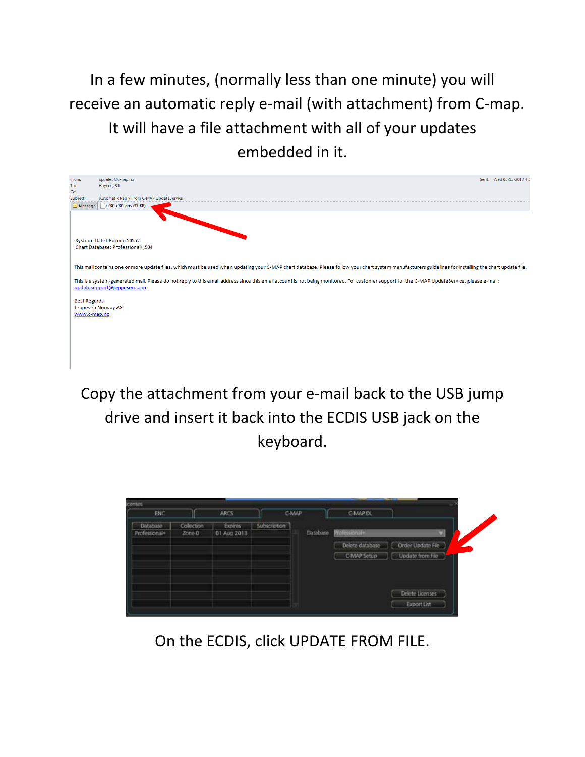In a few minutes, (normally less than one minute) you will receive an automatic reply e-mail (with attachment) from C-map. It will have a file attachment with all of your updates embedded in it.

From: updates@c-map.no
To: Haynes, Bill
Cc:
Subject: Automatic Reply From C-MAP UpdateService
Sent: Wed 03/13/2013 4:
Message | u001x001.ans (37 KB)

System ID: JeT Furuno 50252
Chart Database: Professional+,594

This mail contains one or more update files, which must be used when updating your C-MAP chart database. Please follow your chart system manufacturers guidelines for installing the chart update file.

This is a system-generated mail. Please do not reply to this email address since this email account is not being monitored. For customer support for the C-MAP UpdateService, please e-mail: updatesupport@jeppesen.com

Best Regards
Jeppesen Norway AS
www.c-map.no

Copy the attachment from your e-mail back to the USB jump drive and insert it back into the ECDIS USB jack on the keyboard.

Licenses

ENC | ARCS | C-MAP | C-MAP DL

| Database | Collection | Expires | Subscription |
|---|---|---|---|
| Professional+ | Zone 0 | 01 Aug 2013 | |

Database: Professional+

Delete database | Order Update File
C-MAP Setup | Update from File
Delete Licenses
Export List

On the ECDIS, click UPDATE FROM FILE.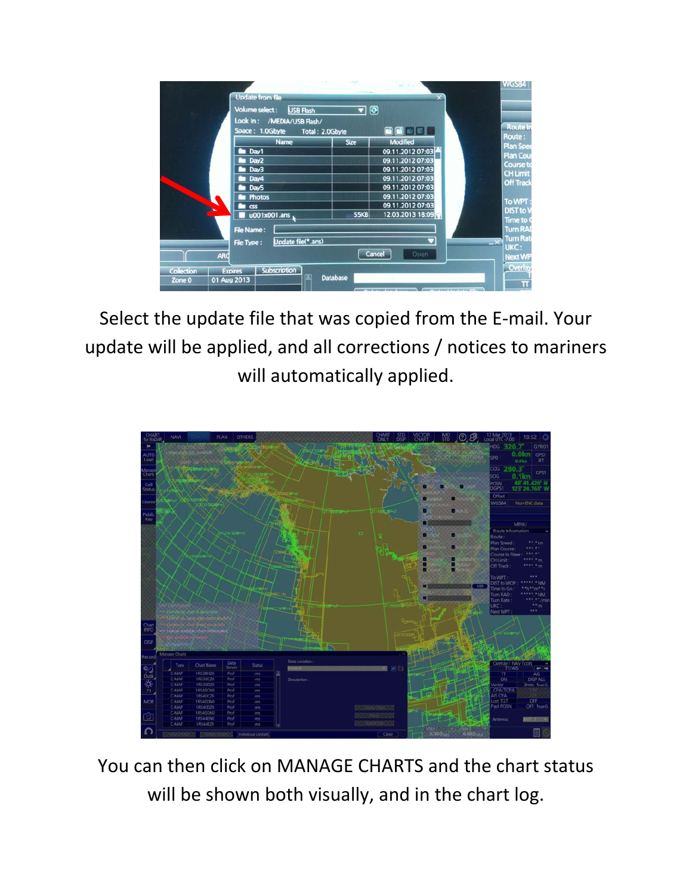Select the update file that was copied from the E-mail. Your update will be applied, and all corrections / notices to mariners will automatically applied.

You can then click on MANAGE CHARTS and the chart status will be shown both visually, and in the chart log.